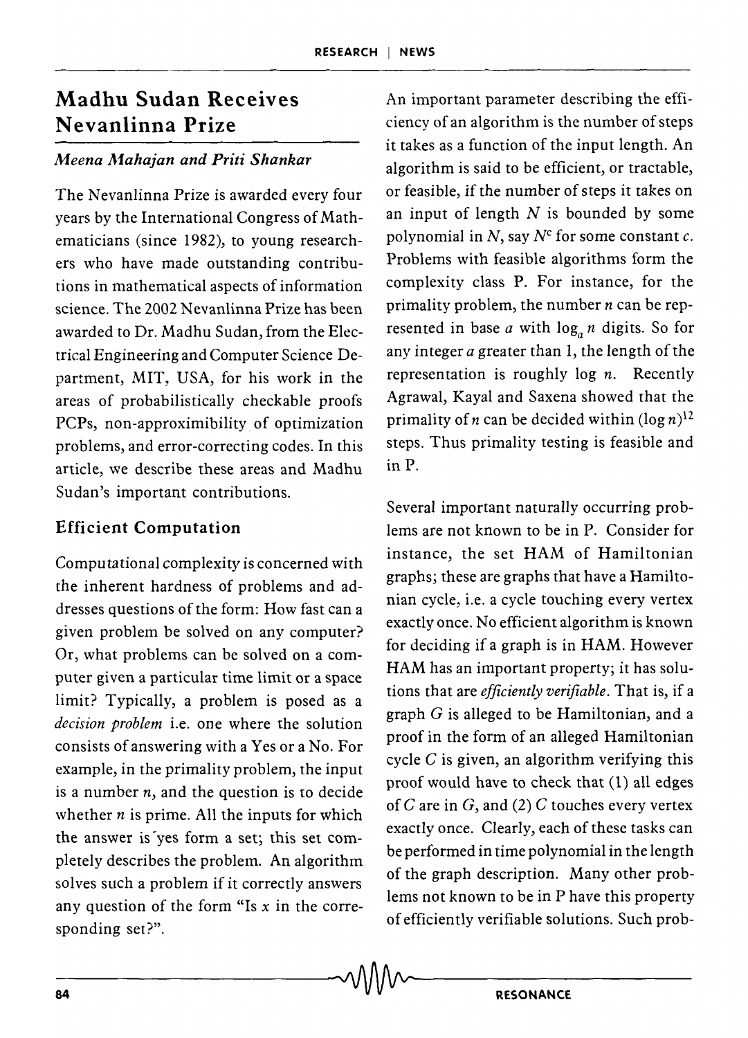# Madhu Sudan Receives Nevanlinna Prize

*Meena Mahajan and Priti Shankar*

The Nevanlinna Prize is awarded every four years by the International Congress of Mathematicians (since 1982), to young researchers who have made outstanding contributions in mathematical aspects of information science. The 2002 Nevanlinna Prize has been awarded to Dr. Madhu Sudan, from the Electrical Engineering and Computer Science Department, MIT, USA, for his work in the areas of probabilistically checkable proofs PCPs, non-approximibility of optimization problems, and error-correcting codes. In this article, we describe these areas and Madhu Sudan's important contributions.

## Efficient Computation

Computational complexity is concerned with the inherent hardness of problems and addresses questions of the form: How fast can a given problem be solved on any computer? Or, what problems can be solved on a computer given a particular time limit or a space limit? Typically, a problem is posed as a *decision problem* i.e. one where the solution consists of answering with a Yes or a No. For example, in the primality problem, the input is a number $n$, and the question is to decide whether $n$ is prime. All the inputs for which the answer is yes form a set; this set completely describes the problem. An algorithm solves such a problem if it correctly answers any question of the form "Is $x$ in the corresponding set?".

An important parameter describing the efficiency of an algorithm is the number of steps it takes as a function of the input length. An algorithm is said to be efficient, or tractable, or feasible, if the number of steps it takes on an input of length $N$ is bounded by some polynomial in $N$, say $N^c$ for some constant $c$. Problems with feasible algorithms form the complexity class P. For instance, for the primality problem, the number $n$ can be represented in base $a$ with $\log_a n$ digits. So for any integer $a$ greater than 1, the length of the representation is roughly $\log n$. Recently Agrawal, Kayal and Saxena showed that the primality of $n$ can be decided within $(\log n)^{12}$ steps. Thus primality testing is feasible and in P.

Several important naturally occurring problems are not known to be in P. Consider for instance, the set HAM of Hamiltonian graphs; these are graphs that have a Hamiltonian cycle, i.e. a cycle touching every vertex exactly once. No efficient algorithm is known for deciding if a graph is in HAM. However HAM has an important property; it has solutions that are *efficiently verifiable*. That is, if a graph $G$ is alleged to be Hamiltonian, and a proof in the form of an alleged Hamiltonian cycle $C$ is given, an algorithm verifying this proof would have to check that (1) all edges of $C$ are in $G$, and (2) $C$ touches every vertex exactly once. Clearly, each of these tasks can be performed in time polynomial in the length of the graph description. Many other problems not known to be in P have this property of efficiently verifiable solutions. Such prob-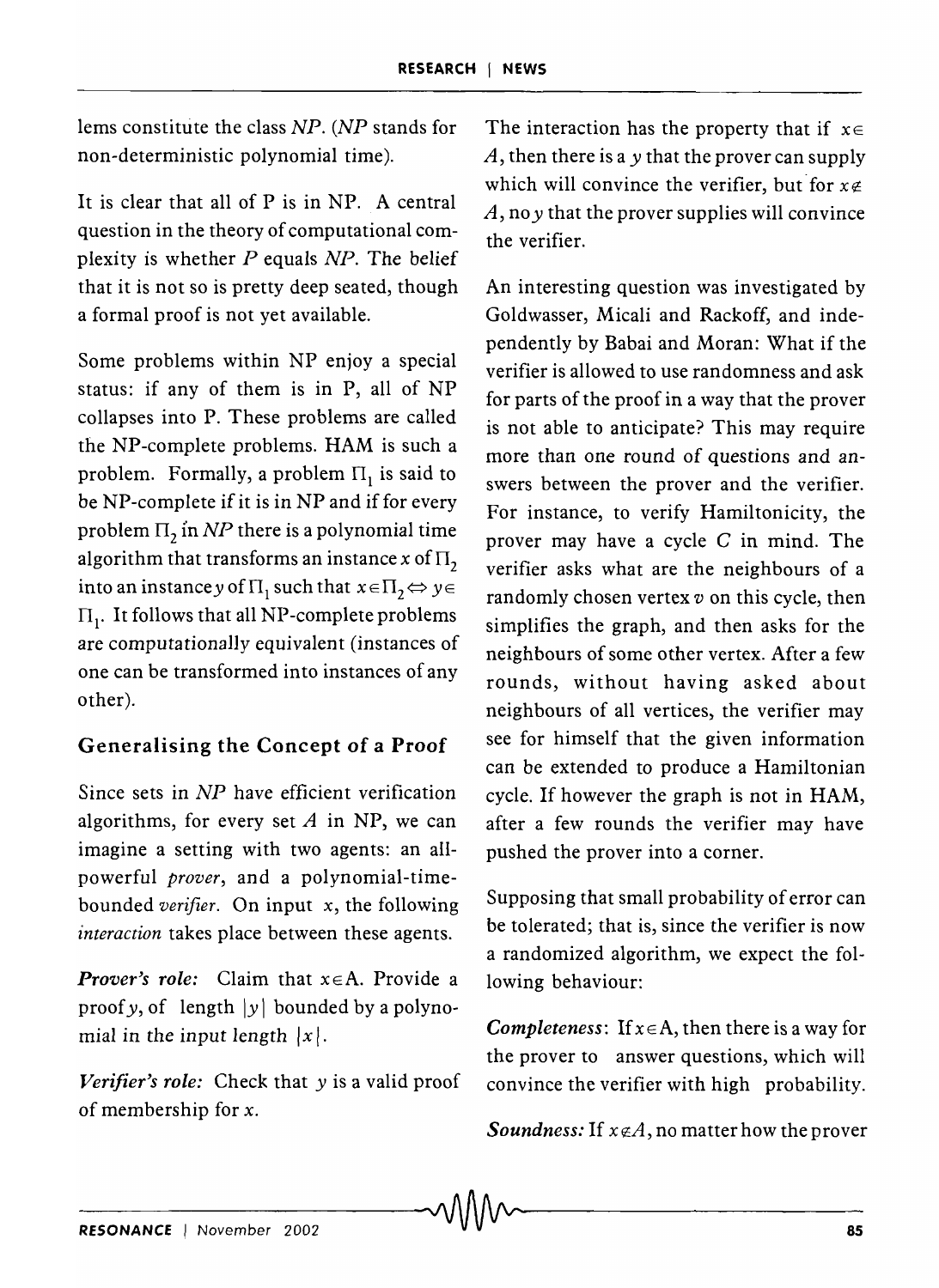lems constitute the class *NP*. (*NP* stands for non-deterministic polynomial time).

It is clear that all of P is in NP. A central question in the theory of computational complexity is whether *P* equals *NP*. The belief that it is not so is pretty deep seated, though a formal proof is not yet available.

Some problems within NP enjoy a special status: if any of them is in P, all of NP collapses into P. These problems are called the NP-complete problems. HAM is such a problem. Formally, a problem $\Pi_1$ is said to be NP-complete if it is in NP and if for every problem $\Pi_2$ in *NP* there is a polynomial time algorithm that transforms an instance $x$ of $\Pi_2$ into an instance $y$ of $\Pi_1$ such that $x \in \Pi_2 \Leftrightarrow y \in \Pi_1$. It follows that all NP-complete problems are computationally equivalent (instances of one can be transformed into instances of any other).

## Generalising the Concept of a Proof

Since sets in *NP* have efficient verification algorithms, for every set $A$ in NP, we can imagine a setting with two agents: an all-powerful *prover*, and a polynomial-time-bounded *verifier*. On input $x$, the following *interaction* takes place between these agents.

***Prover's role:*** Claim that $x \in A$. Provide a proof $y$, of length $|y|$ bounded by a polynomial in the input length $|x|$.

***Verifier's role:*** Check that $y$ is a valid proof of membership for $x$.

The interaction has the property that if $x \in A$, then there is a $y$ that the prover can supply which will convince the verifier, but for $x \notin A$, no $y$ that the prover supplies will convince the verifier.

An interesting question was investigated by Goldwasser, Micali and Rackoff, and independently by Babai and Moran: What if the verifier is allowed to use randomness and ask for parts of the proof in a way that the prover is not able to anticipate? This may require more than one round of questions and answers between the prover and the verifier. For instance, to verify Hamiltonicity, the prover may have a cycle $C$ in mind. The verifier asks what are the neighbours of a randomly chosen vertex $v$ on this cycle, then simplifies the graph, and then asks for the neighbours of some other vertex. After a few rounds, without having asked about neighbours of all vertices, the verifier may see for himself that the given information can be extended to produce a Hamiltonian cycle. If however the graph is not in HAM, after a few rounds the verifier may have pushed the prover into a corner.

Supposing that small probability of error can be tolerated; that is, since the verifier is now a randomized algorithm, we expect the following behaviour:

***Completeness***: If $x \in A$, then there is a way for the prover to answer questions, which will convince the verifier with high probability.

***Soundness:*** If $x \notin A$, no matter how the prover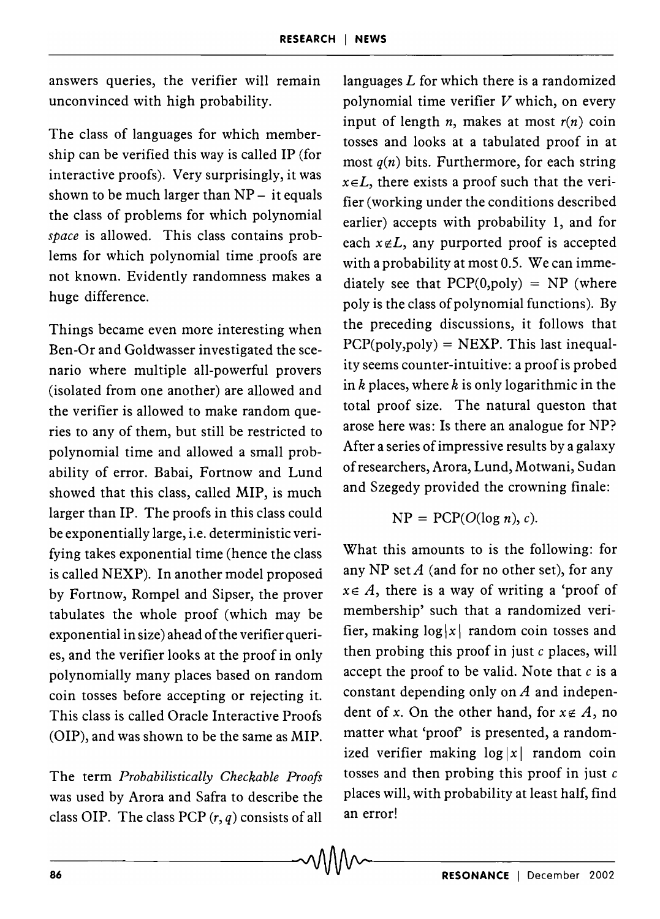answers queries, the verifier will remain unconvinced with high probability.

The class of languages for which membership can be verified this way is called IP (for interactive proofs). Very surprisingly, it was shown to be much larger than NP – it equals the class of problems for which polynomial *space* is allowed. This class contains problems for which polynomial time proofs are not known. Evidently randomness makes a huge difference.

Things became even more interesting when Ben-Or and Goldwasser investigated the scenario where multiple all-powerful provers (isolated from one another) are allowed and the verifier is allowed to make random queries to any of them, but still be restricted to polynomial time and allowed a small probability of error. Babai, Fortnow and Lund showed that this class, called MIP, is much larger than IP. The proofs in this class could be exponentially large, i.e. deterministic verifying takes exponential time (hence the class is called NEXP). In another model proposed by Fortnow, Rompel and Sipser, the prover tabulates the whole proof (which may be exponential in size) ahead of the verifier queries, and the verifier looks at the proof in only polynomially many places based on random coin tosses before accepting or rejecting it. This class is called Oracle Interactive Proofs (OIP), and was shown to be the same as MIP.

The term *Probabilistically Checkable Proofs* was used by Arora and Safra to describe the class OIP. The class PCP $(r, q)$ consists of all languages $L$ for which there is a randomized polynomial time verifier $V$ which, on every input of length $n$, makes at most $r(n)$ coin tosses and looks at a tabulated proof in at most $q(n)$ bits. Furthermore, for each string $x \in L$, there exists a proof such that the verifier (working under the conditions described earlier) accepts with probability 1, and for each $x \notin L$, any purported proof is accepted with a probability at most 0.5. We can immediately see that PCP(0,poly) = NP (where poly is the class of polynomial functions). By the preceding discussions, it follows that PCP(poly,poly) = NEXP. This last inequality seems counter-intuitive: a proof is probed in $k$ places, where $k$ is only logarithmic in the total proof size. The natural queston that arose here was: Is there an analogue for NP? After a series of impressive results by a galaxy of researchers, Arora, Lund, Motwani, Sudan and Szegedy provided the crowning finale:

$$\mathrm{NP} = \mathrm{PCP}(O(\log n), c).$$

What this amounts to is the following: for any NP set $A$ (and for no other set), for any $x \in A$, there is a way of writing a 'proof of membership' such that a randomized verifier, making $\log|x|$ random coin tosses and then probing this proof in just $c$ places, will accept the proof to be valid. Note that $c$ is a constant depending only on $A$ and independent of $x$. On the other hand, for $x \notin A$, no matter what 'proof' is presented, a randomized verifier making $\log|x|$ random coin tosses and then probing this proof in just $c$ places will, with probability at least half, find an error!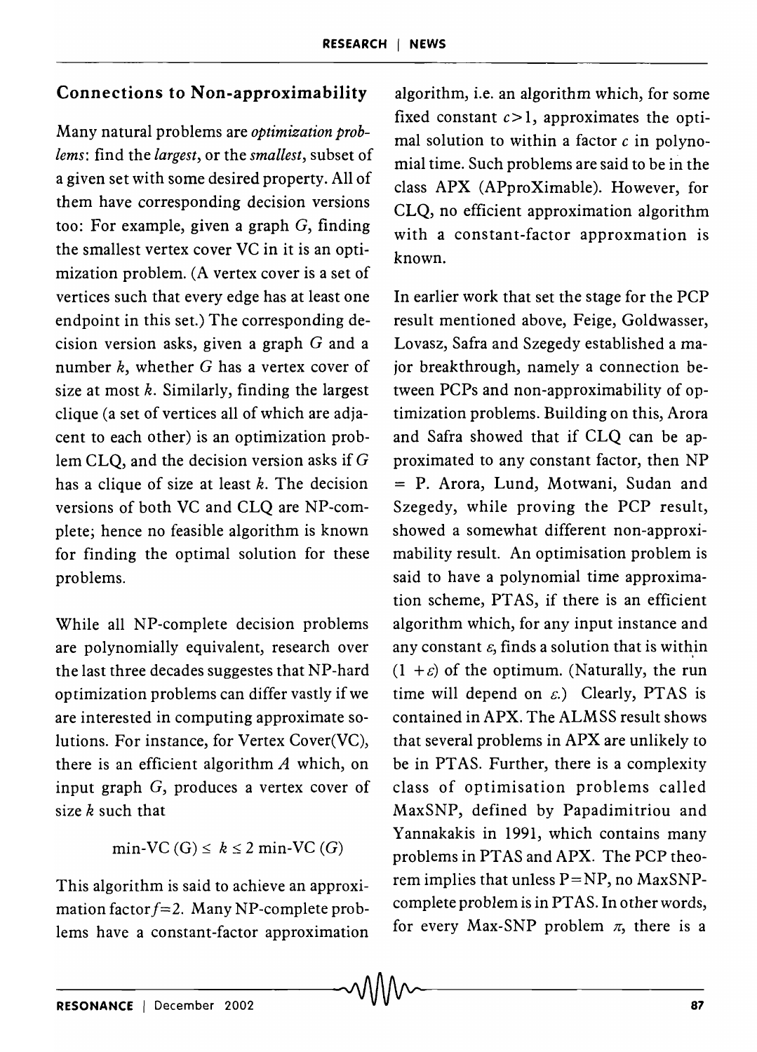## Connections to Non-approximability

Many natural problems are *optimization problems*: find the *largest*, or the *smallest*, subset of a given set with some desired property. All of them have corresponding decision versions too: For example, given a graph $G$, finding the smallest vertex cover VC in it is an optimization problem. (A vertex cover is a set of vertices such that every edge has at least one endpoint in this set.) The corresponding decision version asks, given a graph $G$ and a number $k$, whether $G$ has a vertex cover of size at most $k$. Similarly, finding the largest clique (a set of vertices all of which are adjacent to each other) is an optimization problem CLQ, and the decision version asks if $G$ has a clique of size at least $k$. The decision versions of both VC and CLQ are NP-complete; hence no feasible algorithm is known for finding the optimal solution for these problems.

While all NP-complete decision problems are polynomially equivalent, research over the last three decades suggestes that NP-hard optimization problems can differ vastly if we are interested in computing approximate solutions. For instance, for Vertex Cover(VC), there is an efficient algorithm $A$ which, on input graph $G$, produces a vertex cover of size $k$ such that

$$\text{min-VC}(G) \leq k \leq 2\ \text{min-VC}(G)$$

This algorithm is said to achieve an approximation factor $f=2$. Many NP-complete problems have a constant-factor approximation algorithm, i.e. an algorithm which, for some fixed constant $c>1$, approximates the optimal solution to within a factor $c$ in polynomial time. Such problems are said to be in the class APX (APproXimable). However, for CLQ, no efficient approximation algorithm with a constant-factor approxmation is known.

In earlier work that set the stage for the PCP result mentioned above, Feige, Goldwasser, Lovasz, Safra and Szegedy established a major breakthrough, namely a connection between PCPs and non-approximability of optimization problems. Building on this, Arora and Safra showed that if CLQ can be approximated to any constant factor, then NP = P. Arora, Lund, Motwani, Sudan and Szegedy, while proving the PCP result, showed a somewhat different non-approximability result. An optimisation problem is said to have a polynomial time approximation scheme, PTAS, if there is an efficient algorithm which, for any input instance and any constant $\varepsilon$, finds a solution that is within $(1+\varepsilon)$ of the optimum. (Naturally, the run time will depend on $\varepsilon$.) Clearly, PTAS is contained in APX. The ALMSS result shows that several problems in APX are unlikely to be in PTAS. Further, there is a complexity class of optimisation problems called MaxSNP, defined by Papadimitriou and Yannakakis in 1991, which contains many problems in PTAS and APX. The PCP theorem implies that unless P=NP, no MaxSNP-complete problem is in PTAS. In other words, for every Max-SNP problem $\pi$, there is a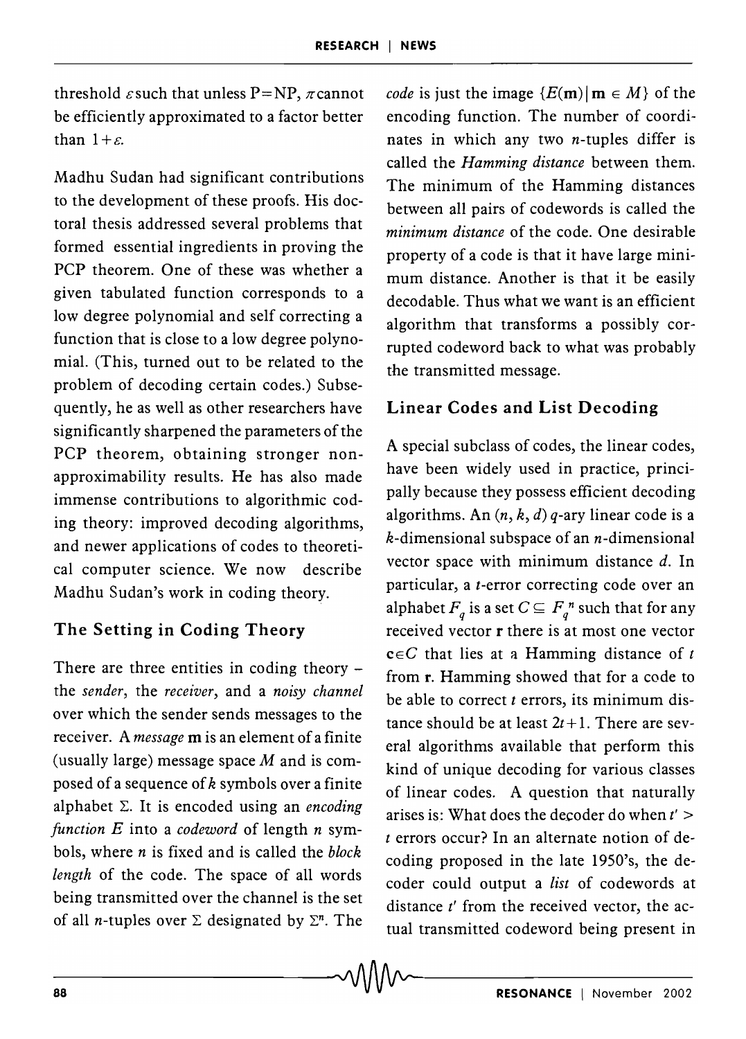threshold $\varepsilon$ such that unless P=NP, $\pi$ cannot be efficiently approximated to a factor better than $1+\varepsilon$.

Madhu Sudan had significant contributions to the development of these proofs. His doctoral thesis addressed several problems that formed essential ingredients in proving the PCP theorem. One of these was whether a given tabulated function corresponds to a low degree polynomial and self correcting a function that is close to a low degree polynomial. (This, turned out to be related to the problem of decoding certain codes.) Subsequently, he as well as other researchers have significantly sharpened the parameters of the PCP theorem, obtaining stronger non-approximability results. He has also made immense contributions to algorithmic coding theory: improved decoding algorithms, and newer applications of codes to theoretical computer science. We now describe Madhu Sudan's work in coding theory.

## The Setting in Coding Theory

There are three entities in coding theory – the *sender*, the *receiver*, and a *noisy channel* over which the sender sends messages to the receiver. A *message* $\mathbf{m}$ is an element of a finite (usually large) message space $M$ and is composed of a sequence of $k$ symbols over a finite alphabet $\Sigma$. It is encoded using an *encoding function* $E$ into a *codeword* of length $n$ symbols, where $n$ is fixed and is called the *block length* of the code. The space of all words being transmitted over the channel is the set of all $n$-tuples over $\Sigma$ designated by $\Sigma^n$. The *code* is just the image $\{E(\mathbf{m}) \mid \mathbf{m} \in M\}$ of the encoding function. The number of coordinates in which any two $n$-tuples differ is called the *Hamming distance* between them. The minimum of the Hamming distances between all pairs of codewords is called the *minimum distance* of the code. One desirable property of a code is that it have large minimum distance. Another is that it be easily decodable. Thus what we want is an efficient algorithm that transforms a possibly corrupted codeword back to what was probably the transmitted message.

## Linear Codes and List Decoding

A special subclass of codes, the linear codes, have been widely used in practice, principally because they possess efficient decoding algorithms. An $(n, k, d)$ $q$-ary linear code is a $k$-dimensional subspace of an $n$-dimensional vector space with minimum distance $d$. In particular, a $t$-error correcting code over an alphabet $F_q$ is a set $C \subseteq F_q^n$ such that for any received vector $\mathbf{r}$ there is at most one vector $\mathbf{c} \in C$ that lies at a Hamming distance of $t$ from $\mathbf{r}$. Hamming showed that for a code to be able to correct $t$ errors, its minimum distance should be at least $2t+1$. There are several algorithms available that perform this kind of unique decoding for various classes of linear codes. A question that naturally arises is: What does the decoder do when $t' > t$ errors occur? In an alternate notion of decoding proposed in the late 1950's, the decoder could output a *list* of codewords at distance $t'$ from the received vector, the actual transmitted codeword being present in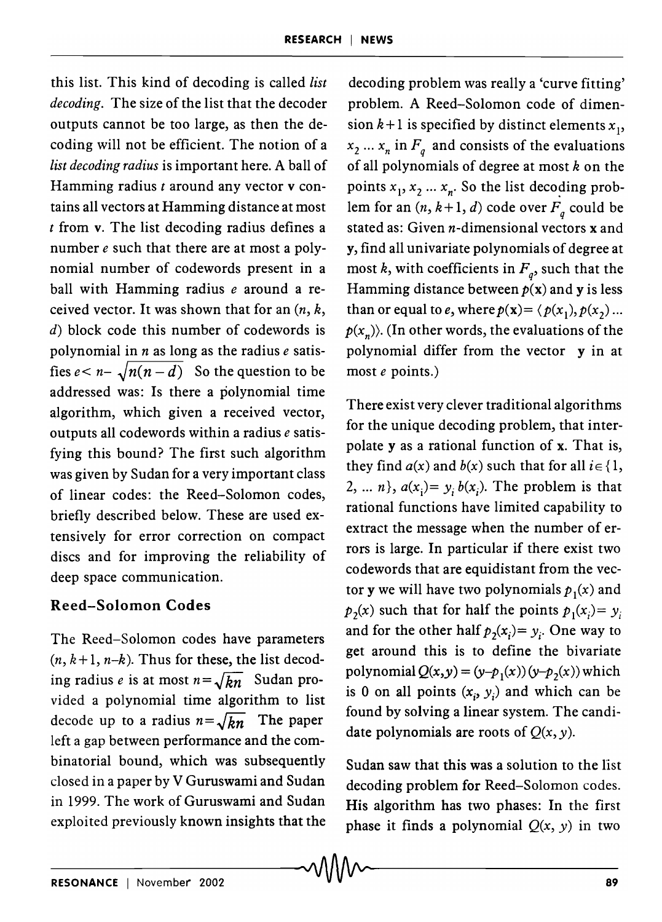this list. This kind of decoding is called *list decoding*. The size of the list that the decoder outputs cannot be too large, as then the decoding will not be efficient. The notion of a *list decoding radius* is important here. A ball of Hamming radius $t$ around any vector $\mathbf{v}$ contains all vectors at Hamming distance at most $t$ from $\mathbf{v}$. The list decoding radius defines a number $e$ such that there are at most a polynomial number of codewords present in a ball with Hamming radius $e$ around a received vector. It was shown that for an $(n, k, d)$ block code this number of codewords is polynomial in $n$ as long as the radius $e$ satisfies $e < n - \sqrt{n(n-d)}$ So the question to be addressed was: Is there a polynomial time algorithm, which given a received vector, outputs all codewords within a radius $e$ satisfying this bound? The first such algorithm was given by Sudan for a very important class of linear codes: the Reed–Solomon codes, briefly described below. These are used extensively for error correction on compact discs and for improving the reliability of deep space communication.

### Reed–Solomon Codes

The Reed–Solomon codes have parameters $(n, k+1, n-k)$. Thus for these, the list decoding radius $e$ is at most $n = \sqrt{kn}$ Sudan provided a polynomial time algorithm to list decode up to a radius $n = \sqrt{kn}$ The paper left a gap between performance and the combinatorial bound, which was subsequently closed in a paper by V Guruswami and Sudan in 1999. The work of Guruswami and Sudan exploited previously known insights that the decoding problem was really a 'curve fitting' problem. A Reed–Solomon code of dimension $k+1$ is specified by distinct elements $x_1, x_2 \ldots x_n$ in $F_q$ and consists of the evaluations of all polynomials of degree at most $k$ on the points $x_1, x_2 \ldots x_n$. So the list decoding problem for an $(n, k+1, d)$ code over $F_q$ could be stated as: Given $n$-dimensional vectors $\mathbf{x}$ and $\mathbf{y}$, find all univariate polynomials of degree at most $k$, with coefficients in $F_q$, such that the Hamming distance between $p(\mathbf{x})$ and $\mathbf{y}$ is less than or equal to $e$, where $p(\mathbf{x}) = \langle p(x_1), p(x_2) \ldots p(x_n) \rangle$. (In other words, the evaluations of the polynomial differ from the vector $\mathbf{y}$ in at most $e$ points.)

There exist very clever traditional algorithms for the unique decoding problem, that interpolate $\mathbf{y}$ as a rational function of $\mathbf{x}$. That is, they find $a(x)$ and $b(x)$ such that for all $i \in \{1, 2, \ldots n\}$, $a(x_i) = y_i\, b(x_i)$. The problem is that rational functions have limited capability to extract the message when the number of errors is large. In particular if there exist two codewords that are equidistant from the vector $\mathbf{y}$ we will have two polynomials $p_1(x)$ and $p_2(x)$ such that for half the points $p_1(x_i) = y_i$ and for the other half $p_2(x_i) = y_i$. One way to get around this is to define the bivariate polynomial $Q(x,y) = (y - p_1(x))(y - p_2(x))$ which is 0 on all points $(x_i, y_i)$ and which can be found by solving a linear system. The candidate polynomials are roots of $Q(x, y)$.

Sudan saw that this was a solution to the list decoding problem for Reed–Solomon codes. His algorithm has two phases: In the first phase it finds a polynomial $Q(x, y)$ in two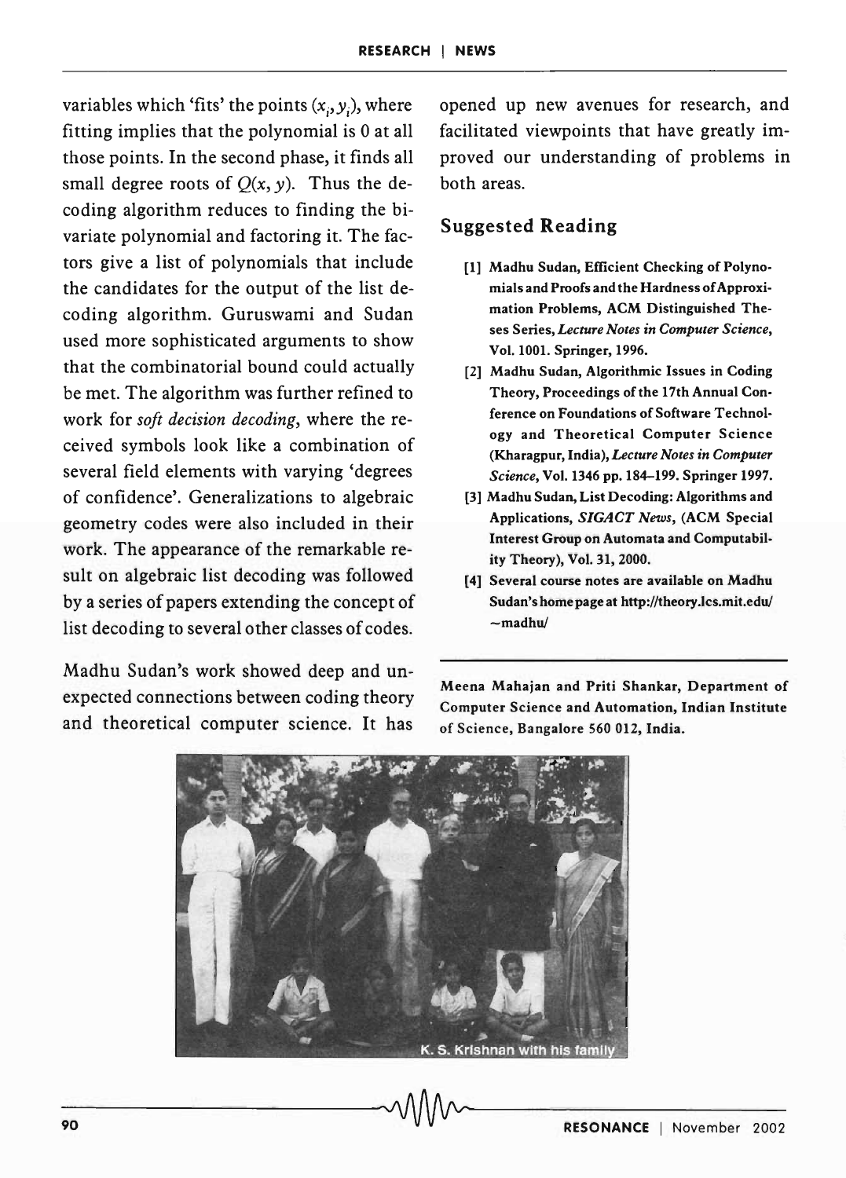variables which 'fits' the points $(x_i, y_i)$, where fitting implies that the polynomial is 0 at all those points. In the second phase, it finds all small degree roots of $Q(x, y)$. Thus the decoding algorithm reduces to finding the bivariate polynomial and factoring it. The factors give a list of polynomials that include the candidates for the output of the list decoding algorithm. Guruswami and Sudan used more sophisticated arguments to show that the combinatorial bound could actually be met. The algorithm was further refined to work for *soft decision decoding*, where the received symbols look like a combination of several field elements with varying 'degrees of confidence'. Generalizations to algebraic geometry codes were also included in their work. The appearance of the remarkable result on algebraic list decoding was followed by a series of papers extending the concept of list decoding to several other classes of codes.

Madhu Sudan's work showed deep and unexpected connections between coding theory and theoretical computer science. It has opened up new avenues for research, and facilitated viewpoints that have greatly improved our understanding of problems in both areas.

## Suggested Reading

[1] Madhu Sudan, Efficient Checking of Polynomials and Proofs and the Hardness of Approximation Problems, ACM Distinguished Theses Series, *Lecture Notes in Computer Science*, Vol. 1001. Springer, 1996.

[2] Madhu Sudan, Algorithmic Issues in Coding Theory, Proceedings of the 17th Annual Conference on Foundations of Software Technology and Theoretical Computer Science (Kharagpur, India), *Lecture Notes in Computer Science*, Vol. 1346 pp. 184–199. Springer 1997.

[3] Madhu Sudan, List Decoding: Algorithms and Applications, *SIGACT News*, (ACM Special Interest Group on Automata and Computability Theory), Vol. 31, 2000.

[4] Several course notes are available on Madhu Sudan's home page at http://theory.lcs.mit.edu/~madhu/

**Meena Mahajan and Priti Shankar, Department of Computer Science and Automation, Indian Institute of Science, Bangalore 560 012, India.**

K. S. Krishnan with his family